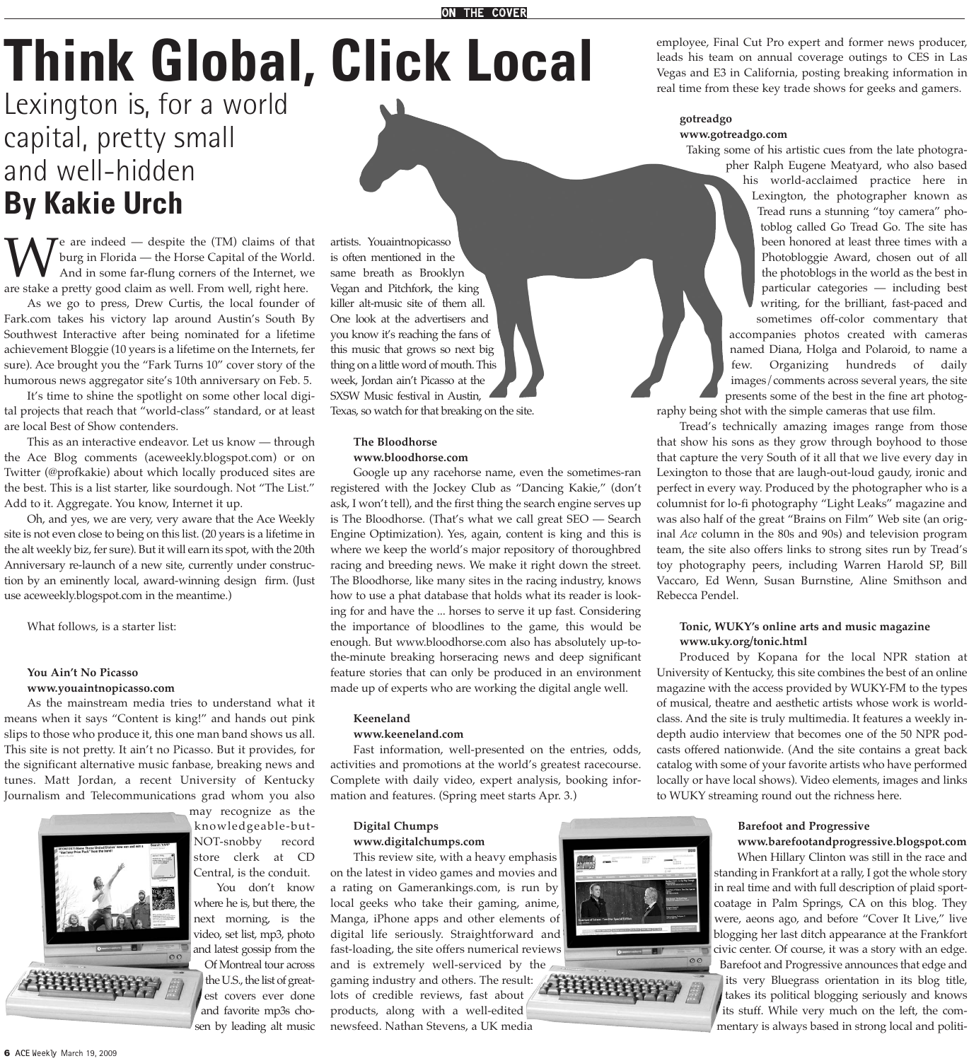# Think Global, Click Local

## Lexington is, for a world capital, pretty small and well-hidden

**By Kakie Urch**

We are indeed — despite the (TM) claims of that burg in Florida — the Horse Capital of the World. And in some far-flung corners of the Internet, we are stake a pretty good claim as well. From well, right here.

As we go to press, Drew Curtis, the local founder of Fark.com takes his victory lap around Austin's South By Southwest Interactive after being nominated for a lifetime achievement Bloggie (10 years is a lifetime on the Internets, fer sure). Ace brought you the "Fark Turns 10" cover story of the humorous news aggregator site's 10th anniversary on Feb. 5.

It's time to shine the spotlight on some other local digital projects that reach that "world-class" standard, or at least are local Best of Show contenders.

This as an interactive endeavor. Let us know — through the Ace Blog comments (aceweekly.blogspot.com) or on Twitter (@profkakie) about which locally produced sites are the best. This is a list starter, like sourdough. Not "The List." Add to it. Aggregate. You know, Internet it up.

Oh, and yes, we are very, very aware that the Ace Weekly site is not even close to being on this list. (20 years is a lifetime in the alt weekly biz, fer sure). But it will earn its spot, with the 20th Anniversary re-launch of a new site, currently under construction by an eminently local, award-winning design firm. (Just use aceweekly.blogspot.com in the meantime.)

What follows, is a starter list:

**You Ain't No Picasso**
**www.youaintnopicasso.com**

As the mainstream media tries to understand what it means when it says "Content is king!" and hands out pink slips to those who produce it, this one man band shows us all. This site is not pretty. It ain't no Picasso. But it provides, for the significant alternative music fanbase, breaking news and tunes. Matt Jordan, a recent University of Kentucky Journalism and Telecommunications grad whom you also may recognize as the knowledgeable-but-NOT-snobby record store clerk at CD Central, is the conduit.

You don't know where he is, but there, the next morning, is the video, set list, mp3, photo and latest gossip from the Of Montreal tour across the U.S., the list of greatest covers ever done and favorite mp3s chosen by leading alt music artists. Youaintnopicasso is often mentioned in the same breath as Brooklyn Vegan and Pitchfork, the king killer alt-music site of them all. One look at the advertisers and you know it's reaching the fans of this music that grows so next big thing on a little word of mouth. This week, Jordan ain't Picasso at the SXSW Music festival in Austin, Texas, so watch for that breaking on the site.

**The Bloodhorse**
**www.bloodhorse.com**

Google up any racehorse name, even the sometimes-ran registered with the Jockey Club as "Dancing Kakie," (don't ask, I won't tell), and the first thing the search engine serves up is The Bloodhorse. (That's what we call great SEO — Search Engine Optimization). Yes, again, content is king and this is where we keep the world's major repository of thoroughbred racing and breeding news. We make it right down the street. The Bloodhorse, like many sites in the racing industry, knows how to use a phat database that holds what its reader is looking for and have the ... horses to serve it up fast. Considering the importance of bloodlines to the game, this would be enough. But www.bloodhorse.com also has absolutely up-to-the-minute breaking horseracing news and deep significant feature stories that can only be produced in an environment made up of experts who are working the digital angle well.

**Keeneland**
**www.keeneland.com**

Fast information, well-presented on the entries, odds, activities and promotions at the world's greatest racecourse. Complete with daily video, expert analysis, booking information and features. (Spring meet starts Apr. 3.)

**Digital Chumps**
**www.digitalchumps.com**

This review site, with a heavy emphasis on the latest in video games and movies and a rating on Gamerankings.com, is run by local geeks who take their gaming, anime, Manga, iPhone apps and other elements of digital life seriously. Straightforward and fast-loading, the site offers numerical reviews and is extremely well-serviced by the gaming industry and others. The result: lots of credible reviews, fast about products, along with a well-edited newsfeed. Nathan Stevens, a UK media employee, Final Cut Pro expert and former news producer, leads his team on annual coverage outings to CES in Las Vegas and E3 in California, posting breaking information in real time from these key trade shows for geeks and gamers.

**gotreadgo**
**www.gotreadgo.com**

Taking some of his artistic cues from the late photographer Ralph Eugene Meatyard, who also based his world-acclaimed practice here in Lexington, the photographer known as Tread runs a stunning "toy camera" photoblog called Go Tread Go. The site has been honored at least three times with a Photobloggie Award, chosen out of all the photoblogs in the world as the best in particular categories — including best writing, for the brilliant, fast-paced and sometimes off-color commentary that accompanies photos created with cameras named Diana, Holga and Polaroid, to name a few. Organizing hundreds of daily images/comments across several years, the site presents some of the best in the fine art photography being shot with the simple cameras that use film.

Tread's technically amazing images range from those that show his sons as they grow through boyhood to those that capture the very South of it all that we live every day in Lexington to those that are laugh-out-loud gaudy, ironic and perfect in every way. Produced by the photographer who is a columnist for lo-fi photography "Light Leaks" magazine and was also half of the great "Brains on Film" Web site (an original *Ace* column in the 80s and 90s) and television program team, the site also offers links to strong sites run by Tread's toy photography peers, including Warren Harold SP, Bill Vaccaro, Ed Wenn, Susan Burnstine, Aline Smithson and Rebecca Pendel.

**Tonic, WUKY's online arts and music magazine**
**www.uky.org/tonic.html**

Produced by Kopana for the local NPR station at University of Kentucky, this site combines the best of an online magazine with the access provided by WUKY-FM to the types of musical, theatre and aesthetic artists whose work is world-class. And the site is truly multimedia. It features a weekly in-depth audio interview that becomes one of the 50 NPR podcasts offered nationwide. (And the site contains a great back catalog with some of your favorite artists who have performed locally or have local shows). Video elements, images and links to WUKY streaming round out the richness here.

**Barefoot and Progressive**
**www.barefootandprogressive.blogspot.com**

When Hillary Clinton was still in the race and standing in Frankfort at a rally, I got the whole story in real time and with full description of plaid sportcoatage in Palm Springs, CA on this blog. They were, aeons ago, and before "Cover It Live," live blogging her last ditch appearance at the Frankfort civic center. Of course, it was a story with an edge. Barefoot and Progressive announces that edge and its very Bluegrass orientation in its blog title, takes its political blogging seriously and knows its stuff. While very much on the left, the commentary is always based in strong local and politi-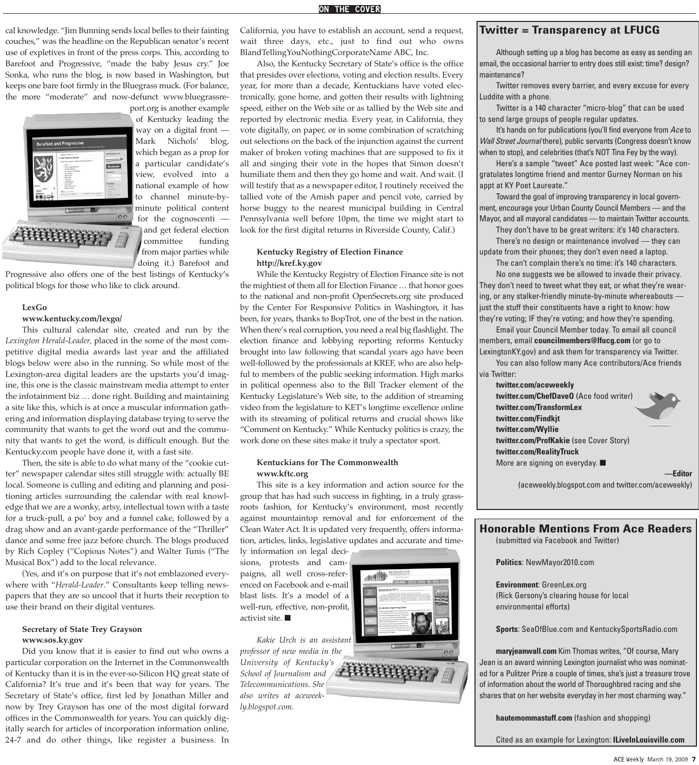cal knowledge. "Jim Bunning sends local belles to their fainting couches," was the headline on the Republican senator's recent use of expletives in front of the press corps. This, according to Barefoot and Progressive, "made the baby Jesus cry." Joe Sonka, who runs the blog, is now based in Washington, but keeps one bare foot firmly in the Bluegrass muck. (For balance, the more "moderate" and now-defunct www.bluegrassreport.org is another example of Kentucky leading the way on a digital front — Mark Nichols' blog, which began as a prop for a particular candidate's view, evolved into a national example of how to channel minute-by-minute political content for the cognoscenti — and get federal election committee funding from major parties while doing it.) Barefoot and Progressive also offers one of the best listings of Kentucky's political blogs for those who like to click around.

**LexGo**
**www.kentucky.com/lexgo/**

This cultural calendar site, created and run by the *Lexington Herald-Leader,* placed in the some of the most competitive digital media awards last year and the affiliated blogs below were also in the running. So while most of the Lexington-area digital leaders are the upstarts you'd imagine, this one is the classic mainstream media attempt to enter the infotainment biz … done right. Building and maintaining a site like this, which is at once a muscular information gathering and information displaying database trying to serve the community that wants to get the word out and the community that wants to get the word, is difficult enough. But the Kentucky.com people have done it, with a fast site.

Then, the site is able to do what many of the "cookie cutter" newspaper calendar sites still struggle with: actually BE local. Someone is culling and editing and planning and positioning articles surrounding the calendar with real knowledge that we are a wonky, artsy, intellectual town with a taste for a truck-pull, a po' boy and a funnel cake, followed by a drag show and an avant-garde performance of the "Thriller" dance and some free jazz before church. The blogs produced by Rich Copley ("Copious Notes") and Walter Tunis ("The Musical Box") add to the local relevance.

(Yes, and it's on purpose that it's not emblazoned everywhere with "*Herald-Leader*." Consultants keep telling newspapers that they are so uncool that it hurts their reception to use their brand on their digital ventures.

**Secretary of State Trey Grayson**
**www.sos.ky.gov**

Did you know that it is easier to find out who owns a particular corporation on the Internet in the Commonwealth of Kentucky than it is in the ever-so-Silicon HQ great state of California? It's true and it's been that way for years. The Secretary of State's office, first led by Jonathan Miller and now by Trey Grayson has one of the most digital forward offices in the Commonwealth for years. You can quickly digitally search for articles of incorporation information online, 24-7 and do other things, like register a business. In California, you have to establish an account, send a request, wait three days, etc., just to find out who owns BlandTellingYouNothingCorporateName ABC, Inc.

Also, the Kentucky Secretary of State's office is the office that presides over elections, voting and election results. Every year, for more than a decade, Kentuckians have voted electronically, gone home, and gotten their results with lightning speed, either on the Web site or as tallied by the Web site and reported by electronic media. Every year, in California, they vote digitally, on paper, or in some combination of scratching out selections on the back of the injunction against the current maker of broken voting machines that are supposed to fix it all and singing their vote in the hopes that Simon doesn't humiliate them and then they go home and wait. And wait. (I will testify that as a newspaper editor, I routinely received the tallied vote of the Amish paper and pencil vote, carried by horse buggy to the nearest municipal building in Central Pennsylvania well before 10pm, the time we might start to look for the first digital returns in Riverside County, Calif.)

**Kentucky Registry of Election Finance**
**http://kref.ky.gov**

While the Kentucky Registry of Election Finance site is not the mightiest of them all for Election Finance … that honor goes to the national and non-profit OpenSecrets.org site produced by the Center For Responsive Politics in Washington, it has been, for years, thanks to BopTrot, one of the best in the nation. When there's real corruption, you need a real big flashlight. The election finance and lobbying reporting reforms Kentucky brought into law following that scandal years ago have been well-followed by the professionals at KREF, who are also helpful to members of the public seeking information. High marks in political openness also to the Bill Tracker element of the Kentucky Legislature's Web site, to the addition of streaming video from the legislature to KET's longtime excellence online with its streaming of political returns and crucial shows like "Comment on Kentucky." While Kentucky politics is crazy, the work done on these sites make it truly a spectator sport.

**Kentuckians for The Commonwealth**
**www.kftc.org**

This site is a key information and action source for the group that has had such success in fighting, in a truly grassroots fashion, for Kentucky's environment, most recently against mountaintop removal and for enforcement of the Clean Water Act. It is updated very frequently, offers information, articles, links, legislative updates and accurate and timely information on legal decisions, protests and campaigns, all well cross-referenced on Facebook and e-mail blast lists. It's a model of a well-run, effective, non-profit, activist site. ■

*Kakie Urch is an assistant professor of new media in the University of Kentucky's School of Journalism and Telecommunications. She also writes at aceweekly.blogspot.com.*

## Twitter = Transparency at LFUCG

Although setting up a blog has become as easy as sending an email, the occasional barrier to entry does still exist: time? design? maintenance?

Twitter removes every barrier, and every excuse for every Luddite with a phone.

Twitter is a 140 character "micro-blog" that can be used to send large groups of people regular updates.

It's hands on for publications (you'll find everyone from *Ace* to *Wall Street Journal* there), public servants (Congress doesn't know when to stop), and celebrities (that's NOT Tina Fey by the way).

Here's a sample "tweet" Ace posted last week: "Ace congratulates longtime friend and mentor Gurney Norman on his appt at KY Poet Laureate."

Toward the goal of improving transparency in local government, encourage your Urban County Council Members — and the Mayor, and all mayoral candidates — to maintain Twitter accounts.

They don't have to be great writers: it's 140 characters.

There's no design or maintenance involved — they can update from their phones; they don't even need a laptop.

The can't complain there's no time: it's 140 characters.

No one suggests we be allowed to invade their privacy. They don't need to tweet what they eat, or what they're wearing, or any stalker-friendly minute-by-minute whereabouts — just the stuff their constituents have a right to know: how they're voting; IF they're voting; and how they're spending.

Email your Council Member today. To email all council members, email **councilmembers@lfucg.com** (or go to LexingtonKY.gov) and ask them for transparency via Twitter.

You can also follow many Ace contributors/Ace friends via Twitter:

**twitter.com/aceweekly**
**twitter.com/ChefDaveO** (Ace food writer)
**twitter.com/TransformLex**
**twitter.com/Findkjt**
**twitter.com/Wyllie**
**twitter.com/ProfKakie** (see Cover Story)
**twitter.com/RealityTruck**
More are signing on everyday. ■

**—Editor**
(aceweekly.blogspot.com and twitter.com/aceweekly)

## Honorable Mentions From Ace Readers

(submitted via Facebook and Twitter)

**Politics**: NewMayor2010.com

**Environment**: GreenLex.org
(Rick Gersony's clearing house for local environmental efforts)

**Sports**: SeaOfBlue.com and KentuckySportsRadio.com

**maryjeanwall.com** Kim Thomas writes, "Of course, Mary Jean is an award winning Lexington journalist who was nominated for a Pulitzer Prize a couple of times, she's just a treasure trove of information about the world of Thoroughbred racing and she shares that on her website everyday in her most charming way."

**hautemommastuff.com** (fashion and shopping)

Cited as an example for Lexington: **ILiveInLouisville.com**